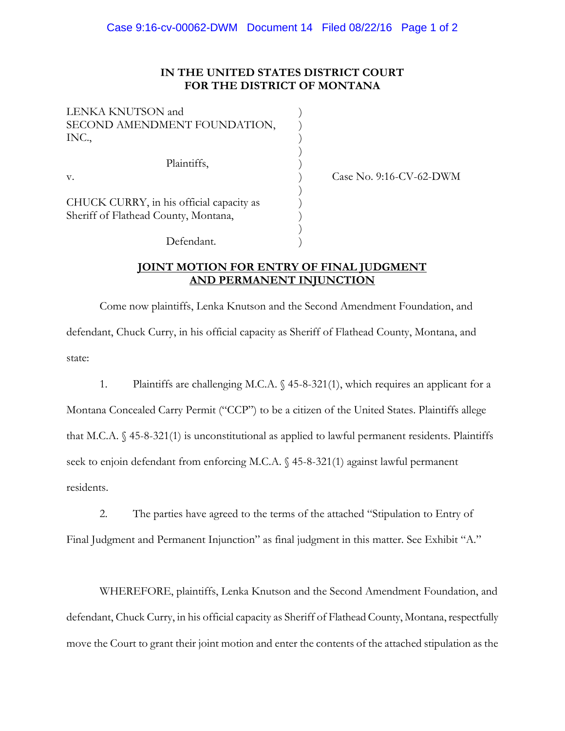**IN THE UNITED STATES DISTRICT COURT**
**FOR THE DISTRICT OF MONTANA**

LENKA KNUTSON and
SECOND AMENDMENT FOUNDATION, INC.,

Plaintiffs,

v.

CHUCK CURRY, in his official capacity as Sheriff of Flathead County, Montana,

Defendant.

Case No. 9:16-CV-62-DWM

**JOINT MOTION FOR ENTRY OF FINAL JUDGMENT AND PERMANENT INJUNCTION**

Come now plaintiffs, Lenka Knutson and the Second Amendment Foundation, and defendant, Chuck Curry, in his official capacity as Sheriff of Flathead County, Montana, and state:

1. Plaintiffs are challenging M.C.A. § 45-8-321(1), which requires an applicant for a Montana Concealed Carry Permit ("CCP") to be a citizen of the United States. Plaintiffs allege that M.C.A. § 45-8-321(1) is unconstitutional as applied to lawful permanent residents. Plaintiffs seek to enjoin defendant from enforcing M.C.A. § 45-8-321(1) against lawful permanent residents.

2. The parties have agreed to the terms of the attached "Stipulation to Entry of Final Judgment and Permanent Injunction" as final judgment in this matter. See Exhibit "A."

WHEREFORE, plaintiffs, Lenka Knutson and the Second Amendment Foundation, and defendant, Chuck Curry, in his official capacity as Sheriff of Flathead County, Montana, respectfully move the Court to grant their joint motion and enter the contents of the attached stipulation as the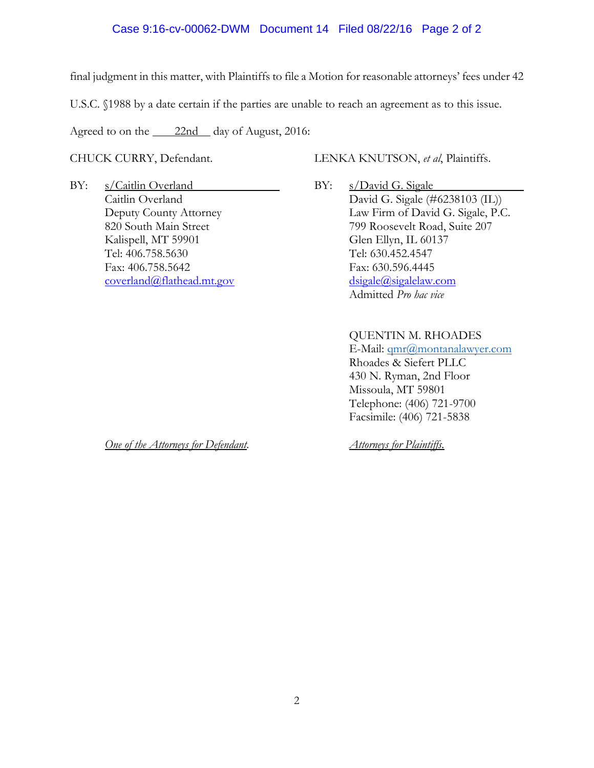final judgment in this matter, with Plaintiffs to file a Motion for reasonable attorneys' fees under 42 U.S.C. §1988 by a date certain if the parties are unable to reach an agreement as to this issue.

Agreed to on the 22nd day of August, 2016:

CHUCK CURRY, Defendant.

BY: s/Caitlin Overland
Caitlin Overland
Deputy County Attorney
820 South Main Street
Kalispell, MT 59901
Tel: 406.758.5630
Fax: 406.758.5642
coverland@flathead.mt.gov

*One of the Attorneys for Defendant.*

LENKA KNUTSON, *et al*, Plaintiffs.

BY: s/David G. Sigale
David G. Sigale (#6238103 (IL))
Law Firm of David G. Sigale, P.C.
799 Roosevelt Road, Suite 207
Glen Ellyn, IL 60137
Tel: 630.452.4547
Fax: 630.596.4445
dsigale@sigalelaw.com
Admitted *Pro hac vice*

QUENTIN M. RHOADES
E-Mail: qmr@montanalawyer.com
Rhoades & Siefert PLLC
430 N. Ryman, 2nd Floor
Missoula, MT 59801
Telephone: (406) 721-9700
Facsimile: (406) 721-5838

*Attorneys for Plaintiffs.*